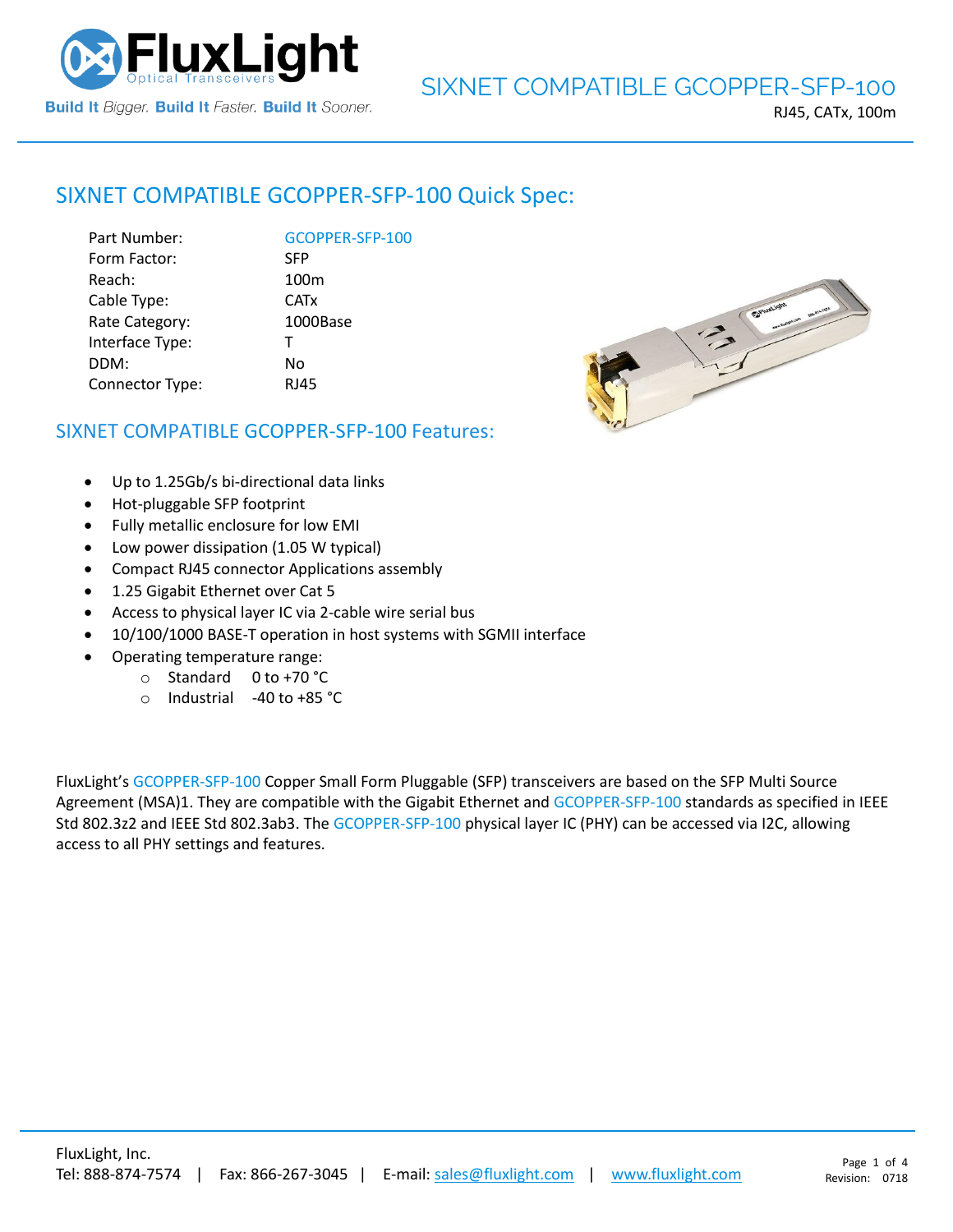# SIXNET COMPATIBLE GCOPPER-SFP-100

RJ45, CATx, 100m

## SIXNET COMPATIBLE GCOPPER-SFP-100 Quick Spec:

| | |
|---|---|
| Part Number: | GCOPPER-SFP-100 |
| Form Factor: | SFP |
| Reach: | 100m |
| Cable Type: | CATx |
| Rate Category: | 1000Base |
| Interface Type: | T |
| DDM: | No |
| Connector Type: | RJ45 |

## SIXNET COMPATIBLE GCOPPER-SFP-100 Features:

- Up to 1.25Gb/s bi-directional data links
- Hot-pluggable SFP footprint
- Fully metallic enclosure for low EMI
- Low power dissipation (1.05 W typical)
- Compact RJ45 connector Applications assembly
- 1.25 Gigabit Ethernet over Cat 5
- Access to physical layer IC via 2-cable wire serial bus
- 10/100/1000 BASE-T operation in host systems with SGMII interface
- Operating temperature range:
  - Standard 0 to +70 °C
  - Industrial -40 to +85 °C

FluxLight's GCOPPER-SFP-100 Copper Small Form Pluggable (SFP) transceivers are based on the SFP Multi Source Agreement (MSA)1. They are compatible with the Gigabit Ethernet and GCOPPER-SFP-100 standards as specified in IEEE Std 802.3z2 and IEEE Std 802.3ab3. The GCOPPER-SFP-100 physical layer IC (PHY) can be accessed via I2C, allowing access to all PHY settings and features.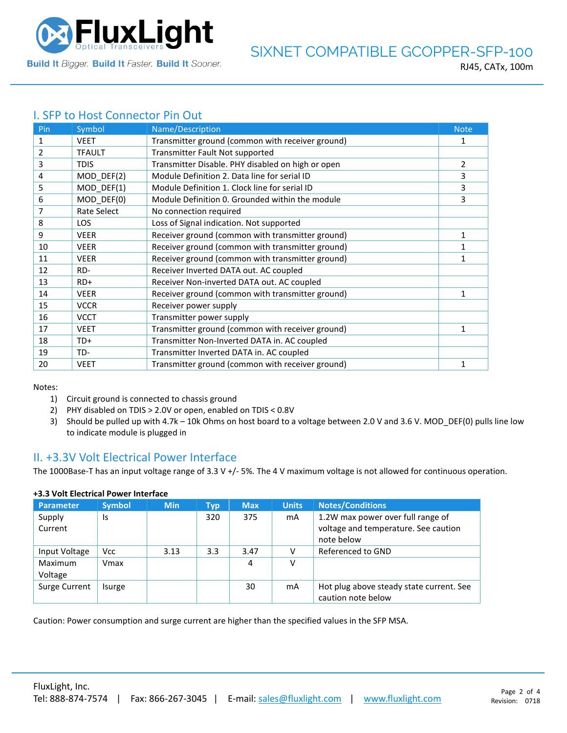## I. SFP to Host Connector Pin Out

| Pin | Symbol | Name/Description | Note |
|---|---|---|---|
| 1 | VEET | Transmitter ground (common with receiver ground) | 1 |
| 2 | TFAULT | Transmitter Fault Not supported | |
| 3 | TDIS | Transmitter Disable. PHY disabled on high or open | 2 |
| 4 | MOD_DEF(2) | Module Definition 2. Data line for serial ID | 3 |
| 5 | MOD_DEF(1) | Module Definition 1. Clock line for serial ID | 3 |
| 6 | MOD_DEF(0) | Module Definition 0. Grounded within the module | 3 |
| 7 | Rate Select | No connection required | |
| 8 | LOS | Loss of Signal indication. Not supported | |
| 9 | VEER | Receiver ground (common with transmitter ground) | 1 |
| 10 | VEER | Receiver ground (common with transmitter ground) | 1 |
| 11 | VEER | Receiver ground (common with transmitter ground) | 1 |
| 12 | RD- | Receiver Inverted DATA out. AC coupled | |
| 13 | RD+ | Receiver Non-inverted DATA out. AC coupled | |
| 14 | VEER | Receiver ground (common with transmitter ground) | 1 |
| 15 | VCCR | Receiver power supply | |
| 16 | VCCT | Transmitter power supply | |
| 17 | VEET | Transmitter ground (common with receiver ground) | 1 |
| 18 | TD+ | Transmitter Non-Inverted DATA in. AC coupled | |
| 19 | TD- | Transmitter Inverted DATA in. AC coupled | |
| 20 | VEET | Transmitter ground (common with receiver ground) | 1 |

Notes:

1) Circuit ground is connected to chassis ground
2) PHY disabled on TDIS > 2.0V or open, enabled on TDIS < 0.8V
3) Should be pulled up with 4.7k – 10k Ohms on host board to a voltage between 2.0 V and 3.6 V. MOD_DEF(0) pulls line low to indicate module is plugged in

## II. +3.3V Volt Electrical Power Interface

The 1000Base-T has an input voltage range of 3.3 V +/- 5%. The 4 V maximum voltage is not allowed for continuous operation.

**+3.3 Volt Electrical Power Interface**

| Parameter | Symbol | Min | Typ | Max | Units | Notes/Conditions |
|---|---|---|---|---|---|---|
| Supply Current | Is | | 320 | 375 | mA | 1.2W max power over full range of voltage and temperature. See caution note below |
| Input Voltage | Vcc | 3.13 | 3.3 | 3.47 | V | Referenced to GND |
| Maximum Voltage | Vmax | | | 4 | V | |
| Surge Current | Isurge | | | 30 | mA | Hot plug above steady state current. See caution note below |

Caution: Power consumption and surge current are higher than the specified values in the SFP MSA.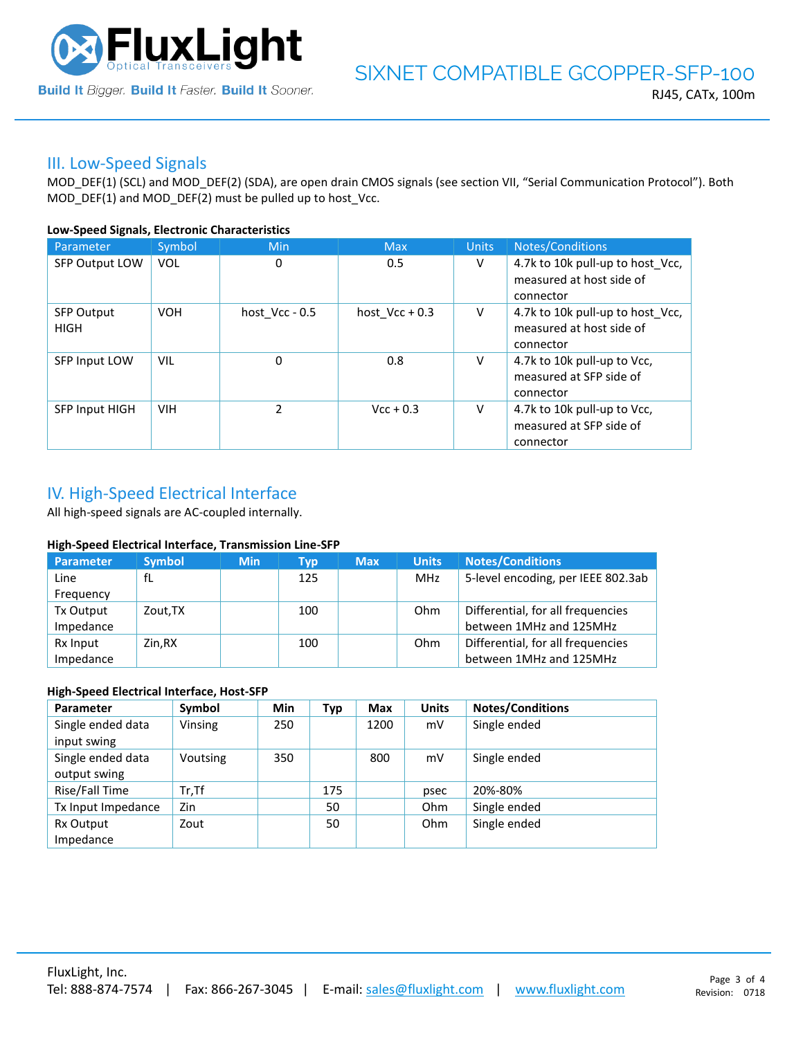## III. Low-Speed Signals

MOD_DEF(1) (SCL) and MOD_DEF(2) (SDA), are open drain CMOS signals (see section VII, "Serial Communication Protocol"). Both MOD_DEF(1) and MOD_DEF(2) must be pulled up to host_Vcc.

**Low-Speed Signals, Electronic Characteristics**

| Parameter | Symbol | Min | Max | Units | Notes/Conditions |
|---|---|---|---|---|---|
| SFP Output LOW | VOL | 0 | 0.5 | V | 4.7k to 10k pull-up to host_Vcc, measured at host side of connector |
| SFP Output HIGH | VOH | host_Vcc - 0.5 | host_Vcc + 0.3 | V | 4.7k to 10k pull-up to host_Vcc, measured at host side of connector |
| SFP Input LOW | VIL | 0 | 0.8 | V | 4.7k to 10k pull-up to Vcc, measured at SFP side of connector |
| SFP Input HIGH | VIH | 2 | Vcc + 0.3 | V | 4.7k to 10k pull-up to Vcc, measured at SFP side of connector |

## IV. High-Speed Electrical Interface

All high-speed signals are AC-coupled internally.

**High-Speed Electrical Interface, Transmission Line-SFP**

| Parameter | Symbol | Min | Typ | Max | Units | Notes/Conditions |
|---|---|---|---|---|---|---|
| Line Frequency | fL | | 125 | | MHz | 5-level encoding, per IEEE 802.3ab |
| Tx Output Impedance | Zout,TX | | 100 | | Ohm | Differential, for all frequencies between 1MHz and 125MHz |
| Rx Input Impedance | Zin,RX | | 100 | | Ohm | Differential, for all frequencies between 1MHz and 125MHz |

**High-Speed Electrical Interface, Host-SFP**

| Parameter | Symbol | Min | Typ | Max | Units | Notes/Conditions |
|---|---|---|---|---|---|---|
| Single ended data input swing | Vinsing | 250 | | 1200 | mV | Single ended |
| Single ended data output swing | Voutsing | 350 | | 800 | mV | Single ended |
| Rise/Fall Time | Tr,Tf | | 175 | | psec | 20%-80% |
| Tx Input Impedance | Zin | | 50 | | Ohm | Single ended |
| Rx Output Impedance | Zout | | 50 | | Ohm | Single ended |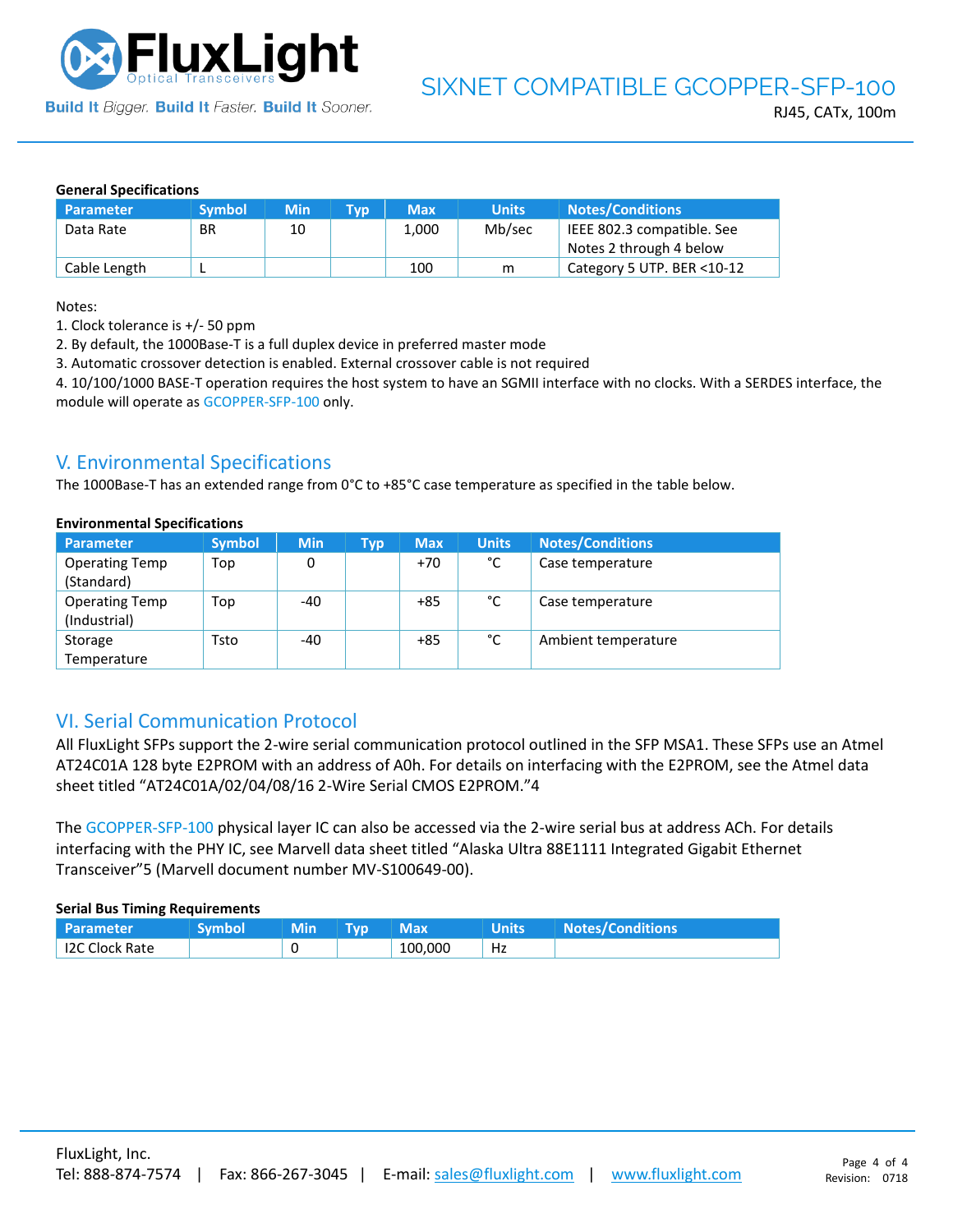**General Specifications**

| Parameter | Symbol | Min | Typ | Max | Units | Notes/Conditions |
|---|---|---|---|---|---|---|
| Data Rate | BR | 10 | | 1,000 | Mb/sec | IEEE 802.3 compatible. See Notes 2 through 4 below |
| Cable Length | L | | | 100 | m | Category 5 UTP. BER <10-12 |

Notes:

1. Clock tolerance is +/- 50 ppm
2. By default, the 1000Base-T is a full duplex device in preferred master mode
3. Automatic crossover detection is enabled. External crossover cable is not required
4. 10/100/1000 BASE-T operation requires the host system to have an SGMII interface with no clocks. With a SERDES interface, the module will operate as GCOPPER-SFP-100 only.

## V. Environmental Specifications

The 1000Base-T has an extended range from 0°C to +85°C case temperature as specified in the table below.

**Environmental Specifications**

| Parameter | Symbol | Min | Typ | Max | Units | Notes/Conditions |
|---|---|---|---|---|---|---|
| Operating Temp (Standard) | Top | 0 | | +70 | °C | Case temperature |
| Operating Temp (Industrial) | Top | -40 | | +85 | °C | Case temperature |
| Storage Temperature | Tsto | -40 | | +85 | °C | Ambient temperature |

## VI. Serial Communication Protocol

All FluxLight SFPs support the 2-wire serial communication protocol outlined in the SFP MSA1. These SFPs use an Atmel AT24C01A 128 byte E2PROM with an address of A0h. For details on interfacing with the E2PROM, see the Atmel data sheet titled "AT24C01A/02/04/08/16 2-Wire Serial CMOS E2PROM."4

The GCOPPER-SFP-100 physical layer IC can also be accessed via the 2-wire serial bus at address ACh. For details interfacing with the PHY IC, see Marvell data sheet titled "Alaska Ultra 88E1111 Integrated Gigabit Ethernet Transceiver"5 (Marvell document number MV-S100649-00).

**Serial Bus Timing Requirements**

| Parameter | Symbol | Min | Typ | Max | Units | Notes/Conditions |
|---|---|---|---|---|---|---|
| I2C Clock Rate | | 0 | | 100,000 | Hz | |

FluxLight, Inc.
Tel: 888-874-7574 | Fax: 866-267-3045 | E-mail: sales@fluxlight.com | www.fluxlight.com